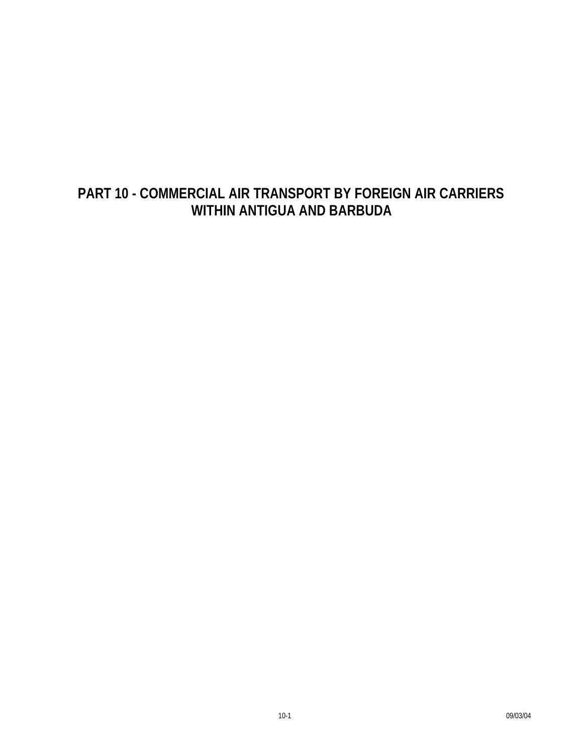# PART 10 - COMMERCIAL AIR TRANSPORT BY FOREIGN AIR CARRIERS WITHIN ANTIGUA AND BARBUDA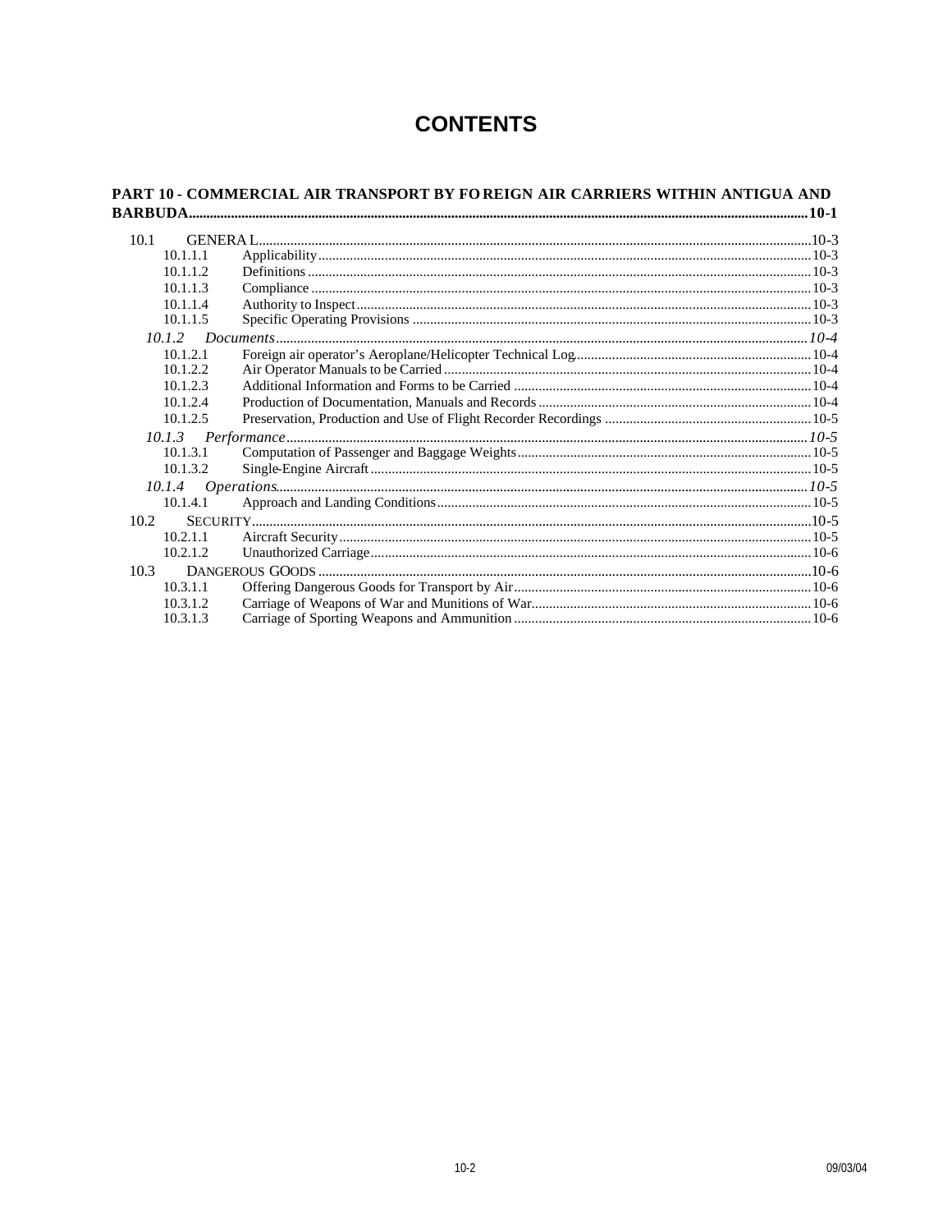# CONTENTS

**PART 10 - COMMERCIAL AIR TRANSPORT BY FOREIGN AIR CARRIERS WITHIN ANTIGUA AND BARBUDA....10-1**

10.1 GENERAL....10-3
- 10.1.1.1 Applicability....10-3
- 10.1.1.2 Definitions....10-3
- 10.1.1.3 Compliance....10-3
- 10.1.1.4 Authority to Inspect....10-3
- 10.1.1.5 Specific Operating Provisions....10-3

*10.1.2 Documents....10-4*
- 10.1.2.1 Foreign air operator's Aeroplane/Helicopter Technical Log....10-4
- 10.1.2.2 Air Operator Manuals to be Carried....10-4
- 10.1.2.3 Additional Information and Forms to be Carried....10-4
- 10.1.2.4 Production of Documentation, Manuals and Records....10-4
- 10.1.2.5 Preservation, Production and Use of Flight Recorder Recordings....10-5

*10.1.3 Performance....10-5*
- 10.1.3.1 Computation of Passenger and Baggage Weights....10-5
- 10.1.3.2 Single-Engine Aircraft....10-5

*10.1.4 Operations....10-5*
- 10.1.4.1 Approach and Landing Conditions....10-5

10.2 SECURITY....10-5
- 10.2.1.1 Aircraft Security....10-5
- 10.2.1.2 Unauthorized Carriage....10-6

10.3 DANGEROUS GOODS....10-6
- 10.3.1.1 Offering Dangerous Goods for Transport by Air....10-6
- 10.3.1.2 Carriage of Weapons of War and Munitions of War....10-6
- 10.3.1.3 Carriage of Sporting Weapons and Ammunition....10-6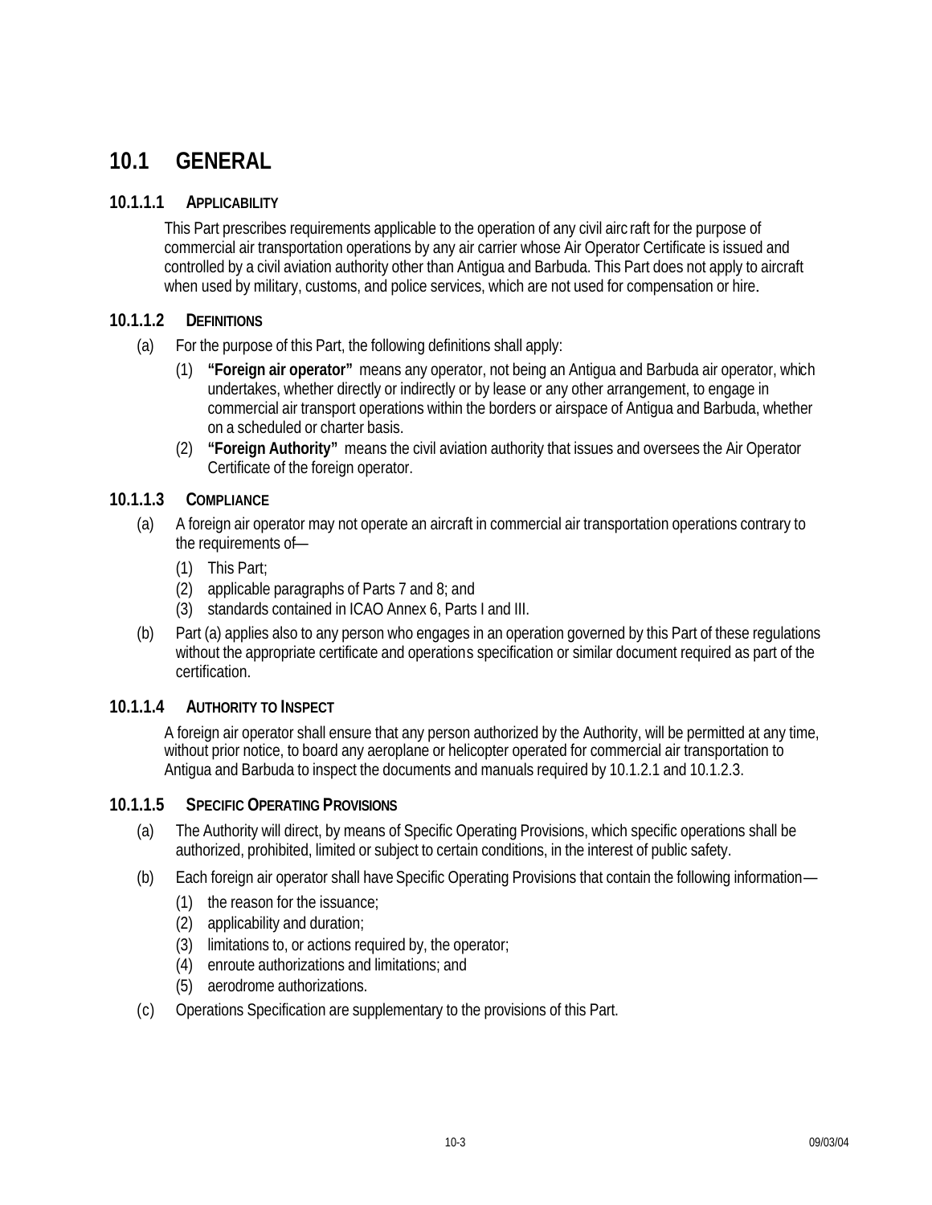# 10.1 GENERAL

## 10.1.1.1 APPLICABILITY

This Part prescribes requirements applicable to the operation of any civil aircraft for the purpose of commercial air transportation operations by any air carrier whose Air Operator Certificate is issued and controlled by a civil aviation authority other than Antigua and Barbuda. This Part does not apply to aircraft when used by military, customs, and police services, which are not used for compensation or hire.

## 10.1.1.2 DEFINITIONS

(a) For the purpose of this Part, the following definitions shall apply:

  (1) **"Foreign air operator"** means any operator, not being an Antigua and Barbuda air operator, which undertakes, whether directly or indirectly or by lease or any other arrangement, to engage in commercial air transport operations within the borders or airspace of Antigua and Barbuda, whether on a scheduled or charter basis.

  (2) **"Foreign Authority"** means the civil aviation authority that issues and oversees the Air Operator Certificate of the foreign operator.

## 10.1.1.3 COMPLIANCE

(a) A foreign air operator may not operate an aircraft in commercial air transportation operations contrary to the requirements of—

  (1) This Part;

  (2) applicable paragraphs of Parts 7 and 8; and

  (3) standards contained in ICAO Annex 6, Parts I and III.

(b) Part (a) applies also to any person who engages in an operation governed by this Part of these regulations without the appropriate certificate and operations specification or similar document required as part of the certification.

## 10.1.1.4 AUTHORITY TO INSPECT

A foreign air operator shall ensure that any person authorized by the Authority, will be permitted at any time, without prior notice, to board any aeroplane or helicopter operated for commercial air transportation to Antigua and Barbuda to inspect the documents and manuals required by 10.1.2.1 and 10.1.2.3.

## 10.1.1.5 SPECIFIC OPERATING PROVISIONS

(a) The Authority will direct, by means of Specific Operating Provisions, which specific operations shall be authorized, prohibited, limited or subject to certain conditions, in the interest of public safety.

(b) Each foreign air operator shall have Specific Operating Provisions that contain the following information—

  (1) the reason for the issuance;

  (2) applicability and duration;

  (3) limitations to, or actions required by, the operator;

  (4) enroute authorizations and limitations; and

  (5) aerodrome authorizations.

(c) Operations Specification are supplementary to the provisions of this Part.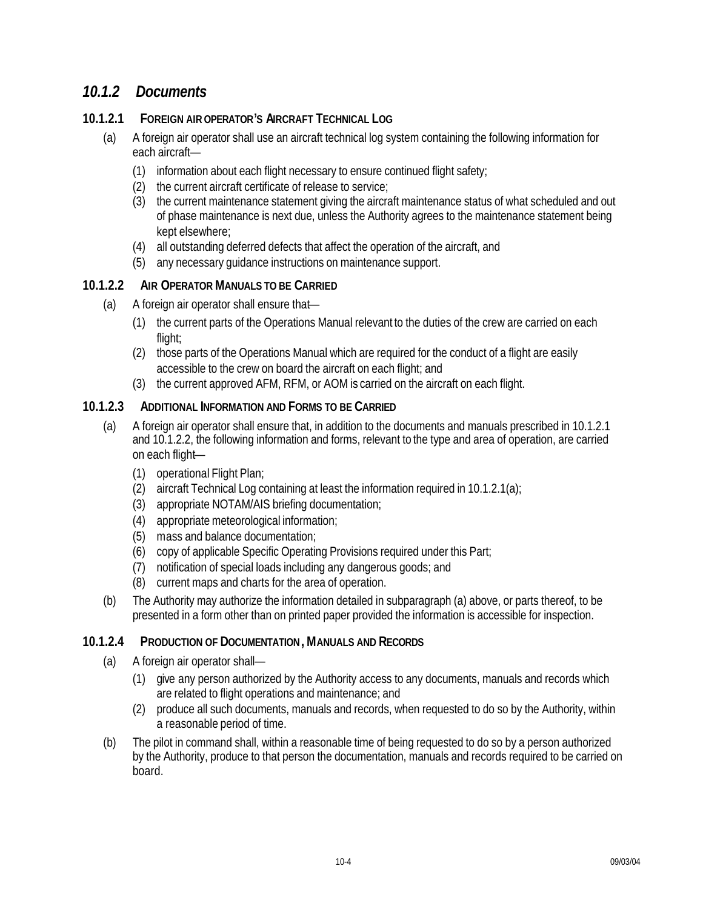## *10.1.2 Documents*

### 10.1.2.1 FOREIGN AIR OPERATOR'S AIRCRAFT TECHNICAL LOG

(a) A foreign air operator shall use an aircraft technical log system containing the following information for each aircraft—

(1) information about each flight necessary to ensure continued flight safety;

(2) the current aircraft certificate of release to service;

(3) the current maintenance statement giving the aircraft maintenance status of what scheduled and out of phase maintenance is next due, unless the Authority agrees to the maintenance statement being kept elsewhere;

(4) all outstanding deferred defects that affect the operation of the aircraft, and

(5) any necessary guidance instructions on maintenance support.

### 10.1.2.2 AIR OPERATOR MANUALS TO BE CARRIED

(a) A foreign air operator shall ensure that—

(1) the current parts of the Operations Manual relevant to the duties of the crew are carried on each flight;

(2) those parts of the Operations Manual which are required for the conduct of a flight are easily accessible to the crew on board the aircraft on each flight; and

(3) the current approved AFM, RFM, or AOM is carried on the aircraft on each flight.

### 10.1.2.3 ADDITIONAL INFORMATION AND FORMS TO BE CARRIED

(a) A foreign air operator shall ensure that, in addition to the documents and manuals prescribed in 10.1.2.1 and 10.1.2.2, the following information and forms, relevant to the type and area of operation, are carried on each flight—

(1) operational Flight Plan;

(2) aircraft Technical Log containing at least the information required in 10.1.2.1(a);

(3) appropriate NOTAM/AIS briefing documentation;

(4) appropriate meteorological information;

(5) mass and balance documentation;

(6) copy of applicable Specific Operating Provisions required under this Part;

(7) notification of special loads including any dangerous goods; and

(8) current maps and charts for the area of operation.

(b) The Authority may authorize the information detailed in subparagraph (a) above, or parts thereof, to be presented in a form other than on printed paper provided the information is accessible for inspection.

### 10.1.2.4 PRODUCTION OF DOCUMENTATION, MANUALS AND RECORDS

(a) A foreign air operator shall—

(1) give any person authorized by the Authority access to any documents, manuals and records which are related to flight operations and maintenance; and

(2) produce all such documents, manuals and records, when requested to do so by the Authority, within a reasonable period of time.

(b) The pilot in command shall, within a reasonable time of being requested to do so by a person authorized by the Authority, produce to that person the documentation, manuals and records required to be carried on board.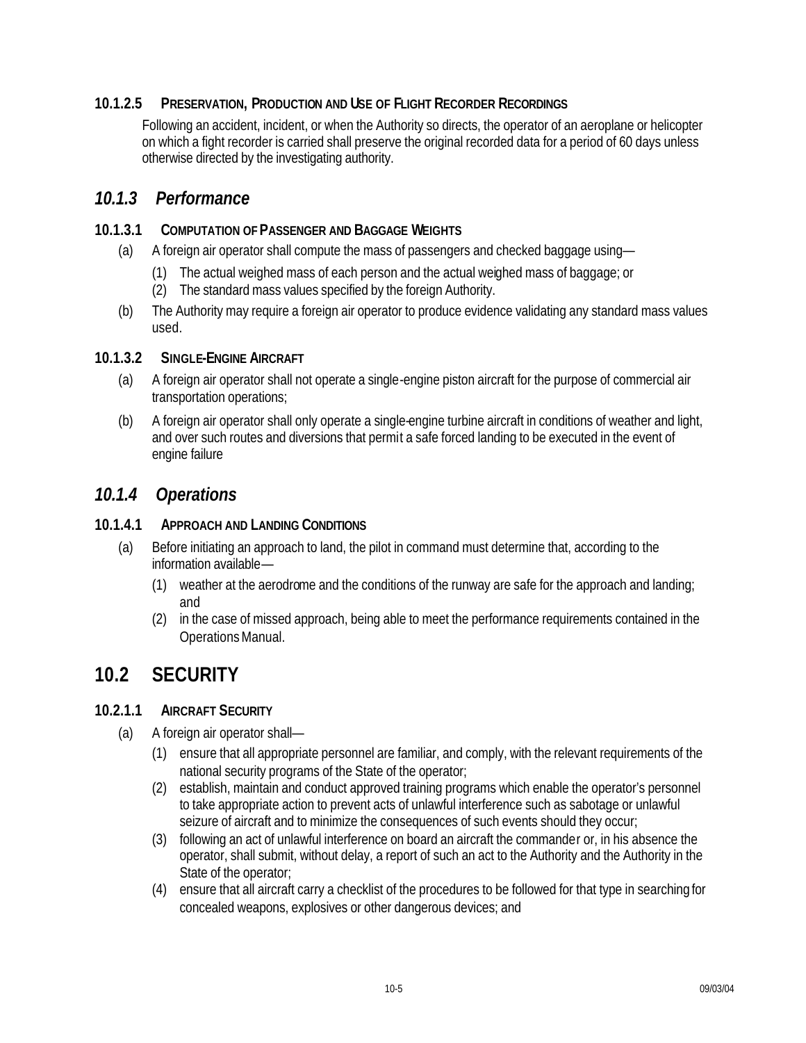#### 10.1.2.5 PRESERVATION, PRODUCTION AND USE OF FLIGHT RECORDER RECORDINGS

Following an accident, incident, or when the Authority so directs, the operator of an aeroplane or helicopter on which a fight recorder is carried shall preserve the original recorded data for a period of 60 days unless otherwise directed by the investigating authority.

### *10.1.3 Performance*

#### 10.1.3.1 COMPUTATION OF PASSENGER AND BAGGAGE WEIGHTS

(a) A foreign air operator shall compute the mass of passengers and checked baggage using—

(1) The actual weighed mass of each person and the actual weighed mass of baggage; or

(2) The standard mass values specified by the foreign Authority.

(b) The Authority may require a foreign air operator to produce evidence validating any standard mass values used.

#### 10.1.3.2 SINGLE-ENGINE AIRCRAFT

(a) A foreign air operator shall not operate a single-engine piston aircraft for the purpose of commercial air transportation operations;

(b) A foreign air operator shall only operate a single-engine turbine aircraft in conditions of weather and light, and over such routes and diversions that permit a safe forced landing to be executed in the event of engine failure

### *10.1.4 Operations*

#### 10.1.4.1 APPROACH AND LANDING CONDITIONS

(a) Before initiating an approach to land, the pilot in command must determine that, according to the information available—

(1) weather at the aerodrome and the conditions of the runway are safe for the approach and landing; and

(2) in the case of missed approach, being able to meet the performance requirements contained in the Operations Manual.

## 10.2 SECURITY

#### 10.2.1.1 AIRCRAFT SECURITY

(a) A foreign air operator shall—

(1) ensure that all appropriate personnel are familiar, and comply, with the relevant requirements of the national security programs of the State of the operator;

(2) establish, maintain and conduct approved training programs which enable the operator's personnel to take appropriate action to prevent acts of unlawful interference such as sabotage or unlawful seizure of aircraft and to minimize the consequences of such events should they occur;

(3) following an act of unlawful interference on board an aircraft the commander or, in his absence the operator, shall submit, without delay, a report of such an act to the Authority and the Authority in the State of the operator;

(4) ensure that all aircraft carry a checklist of the procedures to be followed for that type in searching for concealed weapons, explosives or other dangerous devices; and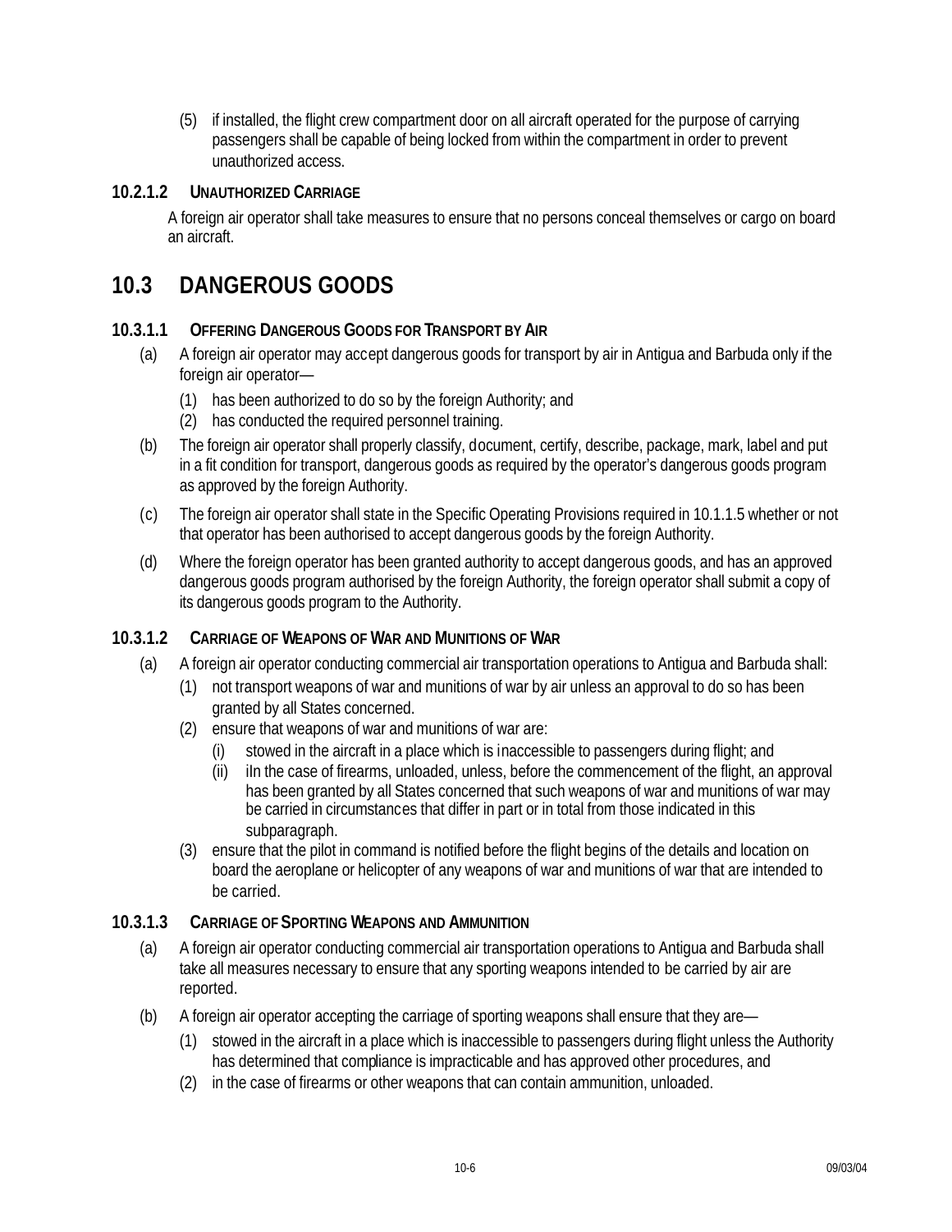(5) if installed, the flight crew compartment door on all aircraft operated for the purpose of carrying passengers shall be capable of being locked from within the compartment in order to prevent unauthorized access.

### 10.2.1.2 UNAUTHORIZED CARRIAGE

A foreign air operator shall take measures to ensure that no persons conceal themselves or cargo on board an aircraft.

## 10.3 DANGEROUS GOODS

### 10.3.1.1 OFFERING DANGEROUS GOODS FOR TRANSPORT BY AIR

(a) A foreign air operator may accept dangerous goods for transport by air in Antigua and Barbuda only if the foreign air operator—

(1) has been authorized to do so by the foreign Authority; and

(2) has conducted the required personnel training.

(b) The foreign air operator shall properly classify, document, certify, describe, package, mark, label and put in a fit condition for transport, dangerous goods as required by the operator's dangerous goods program as approved by the foreign Authority.

(c) The foreign air operator shall state in the Specific Operating Provisions required in 10.1.1.5 whether or not that operator has been authorised to accept dangerous goods by the foreign Authority.

(d) Where the foreign operator has been granted authority to accept dangerous goods, and has an approved dangerous goods program authorised by the foreign Authority, the foreign operator shall submit a copy of its dangerous goods program to the Authority.

### 10.3.1.2 CARRIAGE OF WEAPONS OF WAR AND MUNITIONS OF WAR

(a) A foreign air operator conducting commercial air transportation operations to Antigua and Barbuda shall:

(1) not transport weapons of war and munitions of war by air unless an approval to do so has been granted by all States concerned.

(2) ensure that weapons of war and munitions of war are:

(i) stowed in the aircraft in a place which is inaccessible to passengers during flight; and

(ii) iIn the case of firearms, unloaded, unless, before the commencement of the flight, an approval has been granted by all States concerned that such weapons of war and munitions of war may be carried in circumstances that differ in part or in total from those indicated in this subparagraph.

(3) ensure that the pilot in command is notified before the flight begins of the details and location on board the aeroplane or helicopter of any weapons of war and munitions of war that are intended to be carried.

### 10.3.1.3 CARRIAGE OF SPORTING WEAPONS AND AMMUNITION

(a) A foreign air operator conducting commercial air transportation operations to Antigua and Barbuda shall take all measures necessary to ensure that any sporting weapons intended to be carried by air are reported.

(b) A foreign air operator accepting the carriage of sporting weapons shall ensure that they are—

(1) stowed in the aircraft in a place which is inaccessible to passengers during flight unless the Authority has determined that compliance is impracticable and has approved other procedures, and

(2) in the case of firearms or other weapons that can contain ammunition, unloaded.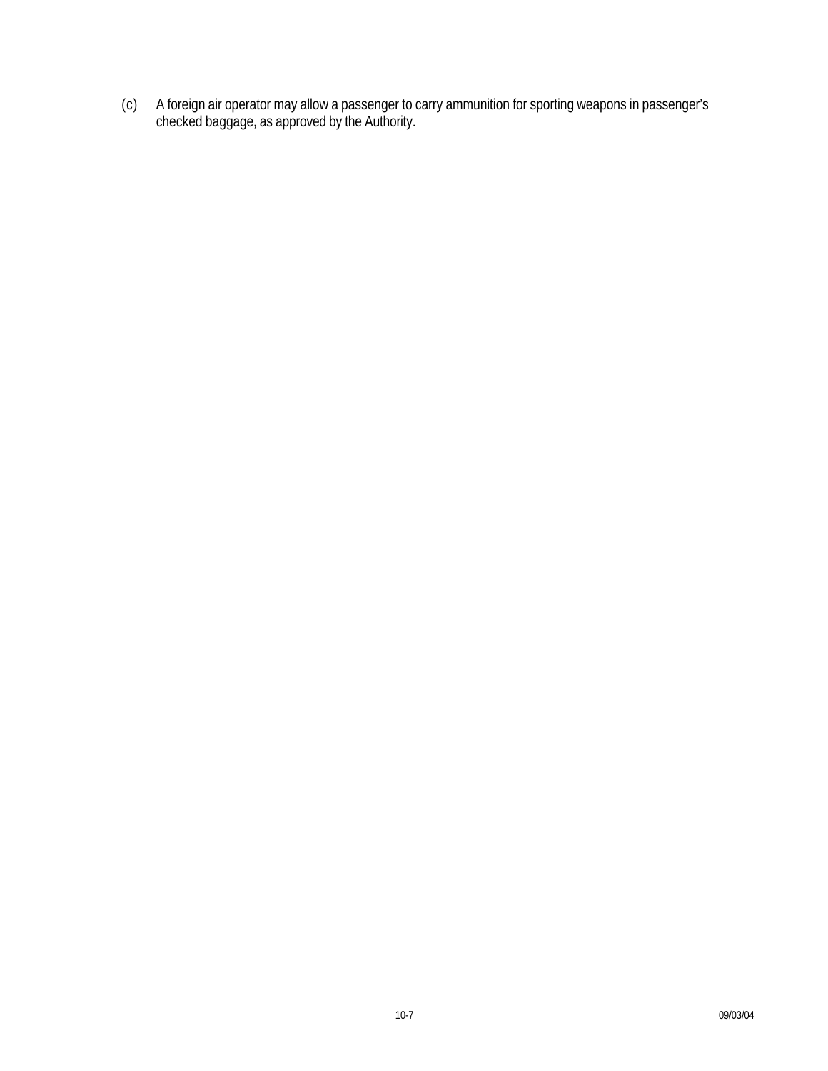(c) A foreign air operator may allow a passenger to carry ammunition for sporting weapons in passenger's checked baggage, as approved by the Authority.